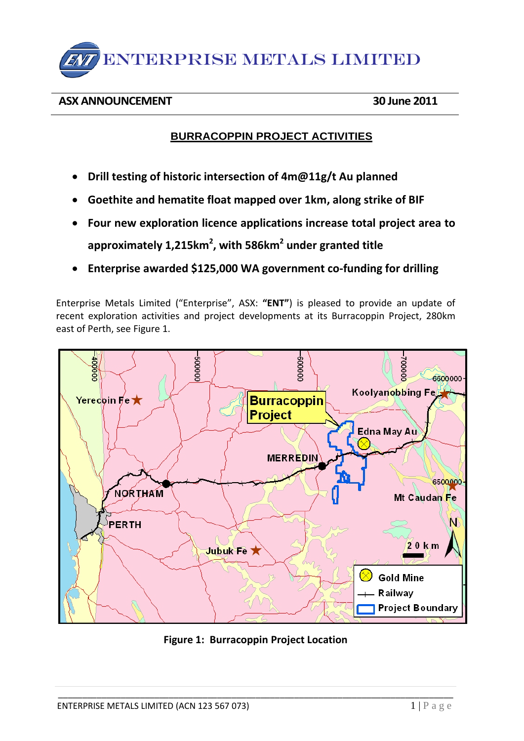# ENTERPRISE METALS LIMITED

**ASX ANNOUNCEMENT** **30 June 2011**

## BURRACOPPIN PROJECT ACTIVITIES

- **Drill testing of historic intersection of 4m@11g/t Au planned**
- **Goethite and hematite float mapped over 1km, along strike of BIF**
- **Four new exploration licence applications increase total project area to approximately 1,215km$^2$, with 586km$^2$ under granted title**
- **Enterprise awarded $125,000 WA government co-funding for drilling**

Enterprise Metals Limited ("Enterprise", ASX: **"ENT"**) is pleased to provide an update of recent exploration activities and project developments at its Burracoppin Project, 280km east of Perth, see Figure 1.

**Figure 1: Burracoppin Project Location**

ENTERPRISE METALS LIMITED (ACN 123 567 073)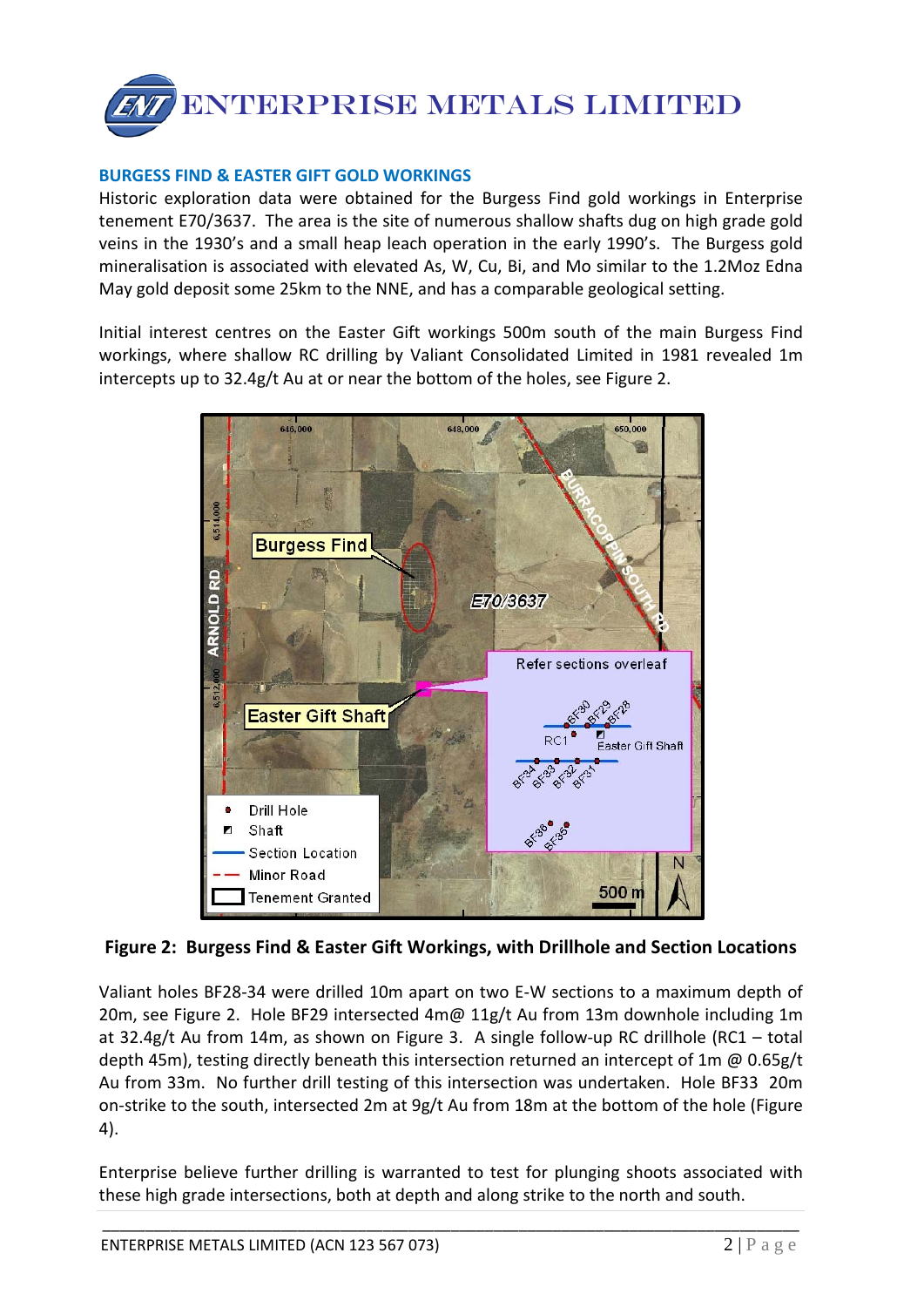## BURGESS FIND & EASTER GIFT GOLD WORKINGS

Historic exploration data were obtained for the Burgess Find gold workings in Enterprise tenement E70/3637. The area is the site of numerous shallow shafts dug on high grade gold veins in the 1930's and a small heap leach operation in the early 1990's. The Burgess gold mineralisation is associated with elevated As, W, Cu, Bi, and Mo similar to the 1.2Moz Edna May gold deposit some 25km to the NNE, and has a comparable geological setting.

Initial interest centres on the Easter Gift workings 500m south of the main Burgess Find workings, where shallow RC drilling by Valiant Consolidated Limited in 1981 revealed 1m intercepts up to 32.4g/t Au at or near the bottom of the holes, see Figure 2.

**Figure 2: Burgess Find & Easter Gift Workings, with Drillhole and Section Locations**

Valiant holes BF28-34 were drilled 10m apart on two E-W sections to a maximum depth of 20m, see Figure 2. Hole BF29 intersected 4m@ 11g/t Au from 13m downhole including 1m at 32.4g/t Au from 14m, as shown on Figure 3. A single follow-up RC drillhole (RC1 – total depth 45m), testing directly beneath this intersection returned an intercept of 1m @ 0.65g/t Au from 33m. No further drill testing of this intersection was undertaken. Hole BF33 20m on-strike to the south, intersected 2m at 9g/t Au from 18m at the bottom of the hole (Figure 4).

Enterprise believe further drilling is warranted to test for plunging shoots associated with these high grade intersections, both at depth and along strike to the north and south.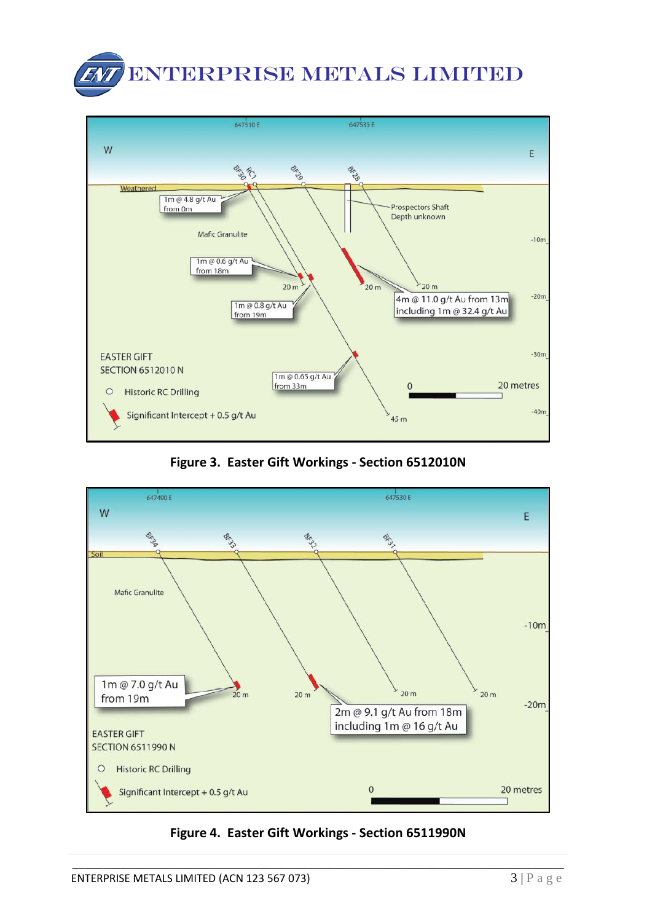ENTERPRISE METALS LIMITED

W E

647510 E 647535 E

BF30 RC1 BF29 BF28

Weathered

1m @ 4.8 g/t Au from 0m

Prospectors Shaft Depth unknown

Mafic Granulite

-10m

1m @ 0.6 g/t Au from 18m

20 m 20 m 20 m

4m @ 11.0 g/t Au from 13m including 1m @ 32.4 g/t Au

-20m

1m @ 0.8 g/t Au from 19m

EASTER GIFT SECTION 6512010 N

-30m

1m @ 0.65 g/t Au from 33m

0 20 metres

Historic RC Drilling

Significant Intercept + 0.5 g/t Au

45 m

-40m

**Figure 3. Easter Gift Workings - Section 6512010N**

W E

647490 E 647530 E

BF34 BF33 BF32 BF31

Soil

Mafic Granulite

-10m

1m @ 7.0 g/t Au from 19m

20 m 20 m 20 m 20 m

-20m

2m @ 9.1 g/t Au from 18m including 1m @ 16 g/t Au

EASTER GIFT SECTION 6511990 N

Historic RC Drilling

Significant Intercept + 0.5 g/t Au

0 20 metres

**Figure 4. Easter Gift Workings - Section 6511990N**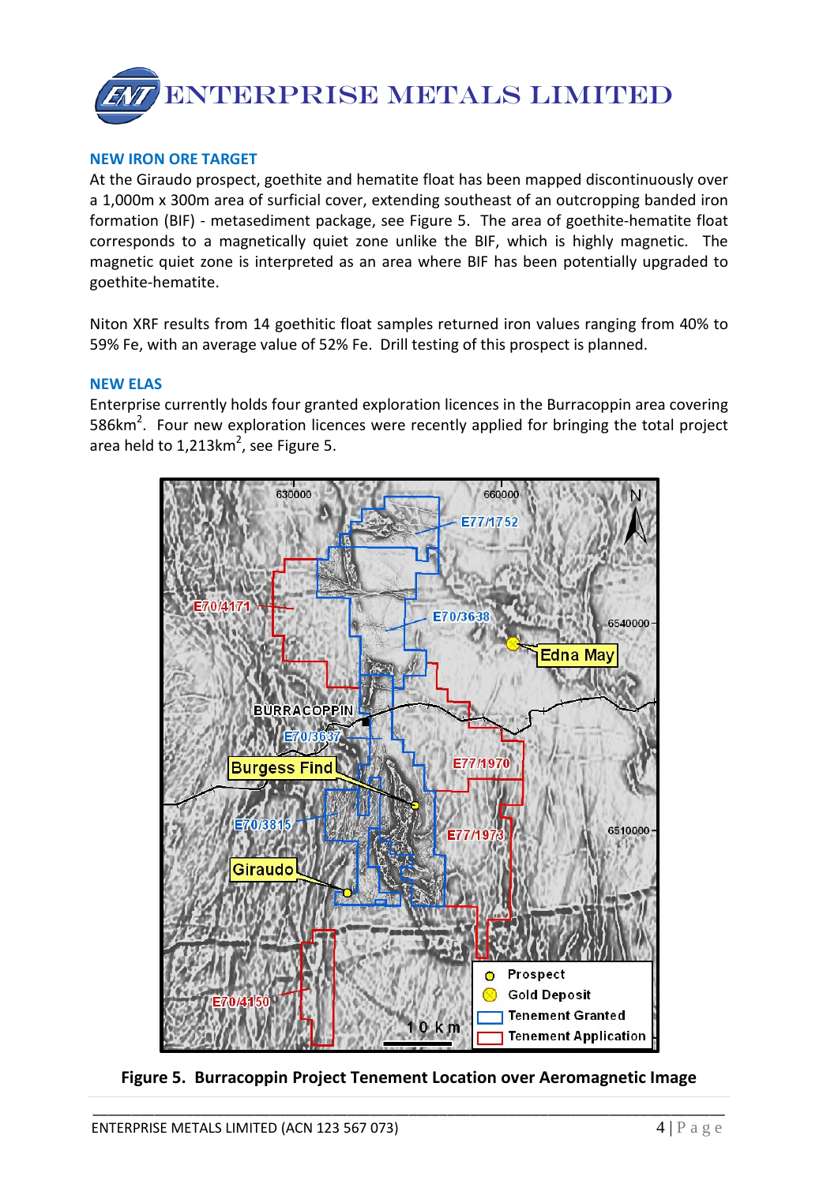## NEW IRON ORE TARGET

At the Giraudo prospect, goethite and hematite float has been mapped discontinuously over a 1,000m x 300m area of surficial cover, extending southeast of an outcropping banded iron formation (BIF) - metasediment package, see Figure 5. The area of goethite-hematite float corresponds to a magnetically quiet zone unlike the BIF, which is highly magnetic. The magnetic quiet zone is interpreted as an area where BIF has been potentially upgraded to goethite-hematite.

Niton XRF results from 14 goethitic float samples returned iron values ranging from 40% to 59% Fe, with an average value of 52% Fe. Drill testing of this prospect is planned.

## NEW ELAS

Enterprise currently holds four granted exploration licences in the Burracoppin area covering 586km$^2$. Four new exploration licences were recently applied for bringing the total project area held to 1,213km$^2$, see Figure 5.

**Figure 5. Burracoppin Project Tenement Location over Aeromagnetic Image**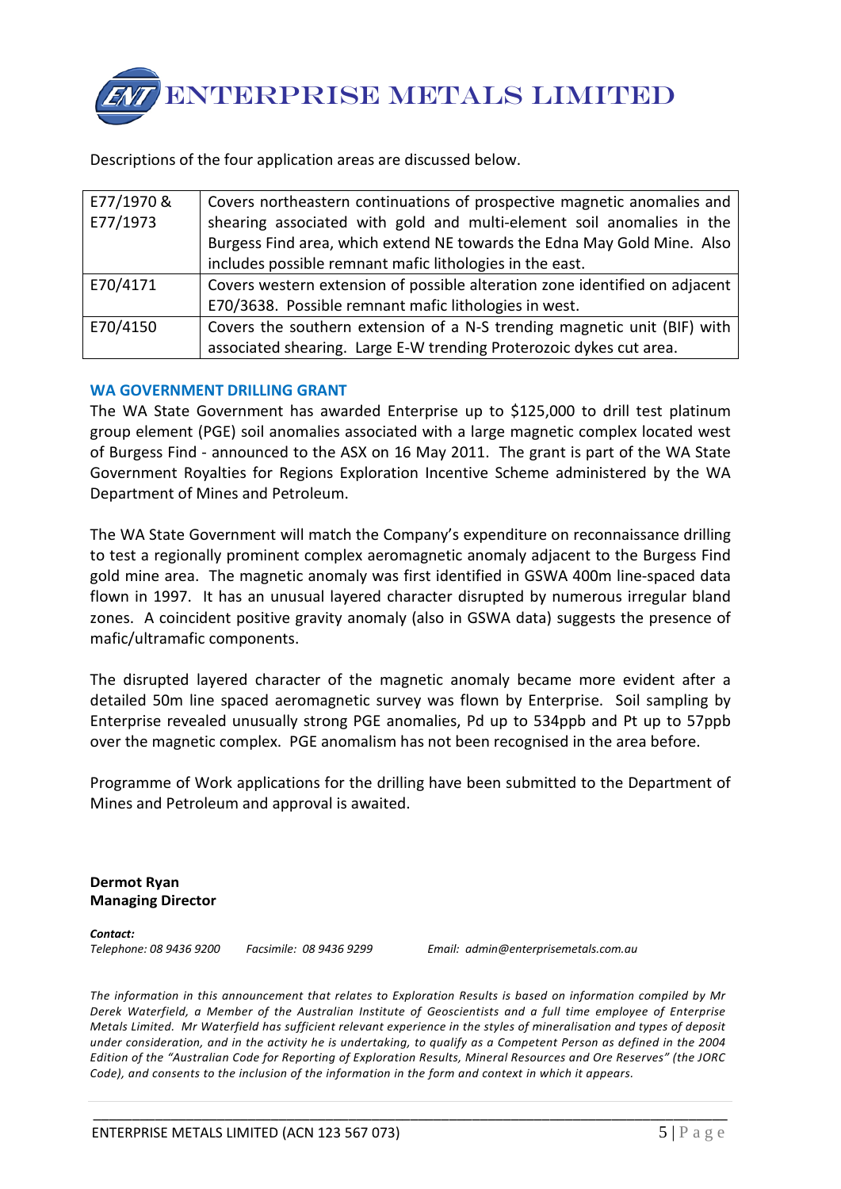Descriptions of the four application areas are discussed below.

| | |
|---|---|
| E77/1970 & E77/1973 | Covers northeastern continuations of prospective magnetic anomalies and shearing associated with gold and multi-element soil anomalies in the Burgess Find area, which extend NE towards the Edna May Gold Mine. Also includes possible remnant mafic lithologies in the east. |
| E70/4171 | Covers western extension of possible alteration zone identified on adjacent E70/3638. Possible remnant mafic lithologies in west. |
| E70/4150 | Covers the southern extension of a N-S trending magnetic unit (BIF) with associated shearing. Large E-W trending Proterozoic dykes cut area. |

## WA GOVERNMENT DRILLING GRANT

The WA State Government has awarded Enterprise up to $125,000 to drill test platinum group element (PGE) soil anomalies associated with a large magnetic complex located west of Burgess Find - announced to the ASX on 16 May 2011. The grant is part of the WA State Government Royalties for Regions Exploration Incentive Scheme administered by the WA Department of Mines and Petroleum.

The WA State Government will match the Company's expenditure on reconnaissance drilling to test a regionally prominent complex aeromagnetic anomaly adjacent to the Burgess Find gold mine area. The magnetic anomaly was first identified in GSWA 400m line-spaced data flown in 1997. It has an unusual layered character disrupted by numerous irregular bland zones. A coincident positive gravity anomaly (also in GSWA data) suggests the presence of mafic/ultramafic components.

The disrupted layered character of the magnetic anomaly became more evident after a detailed 50m line spaced aeromagnetic survey was flown by Enterprise. Soil sampling by Enterprise revealed unusually strong PGE anomalies, Pd up to 534ppb and Pt up to 57ppb over the magnetic complex. PGE anomalism has not been recognised in the area before.

Programme of Work applications for the drilling have been submitted to the Department of Mines and Petroleum and approval is awaited.

**Dermot Ryan**
**Managing Director**

***Contact:***
*Telephone: 08 9436 9200 Facsimile: 08 9436 9299 Email: admin@enterprisemetals.com.au*

*The information in this announcement that relates to Exploration Results is based on information compiled by Mr Derek Waterfield, a Member of the Australian Institute of Geoscientists and a full time employee of Enterprise Metals Limited. Mr Waterfield has sufficient relevant experience in the styles of mineralisation and types of deposit under consideration, and in the activity he is undertaking, to qualify as a Competent Person as defined in the 2004 Edition of the "Australian Code for Reporting of Exploration Results, Mineral Resources and Ore Reserves" (the JORC Code), and consents to the inclusion of the information in the form and context in which it appears.*